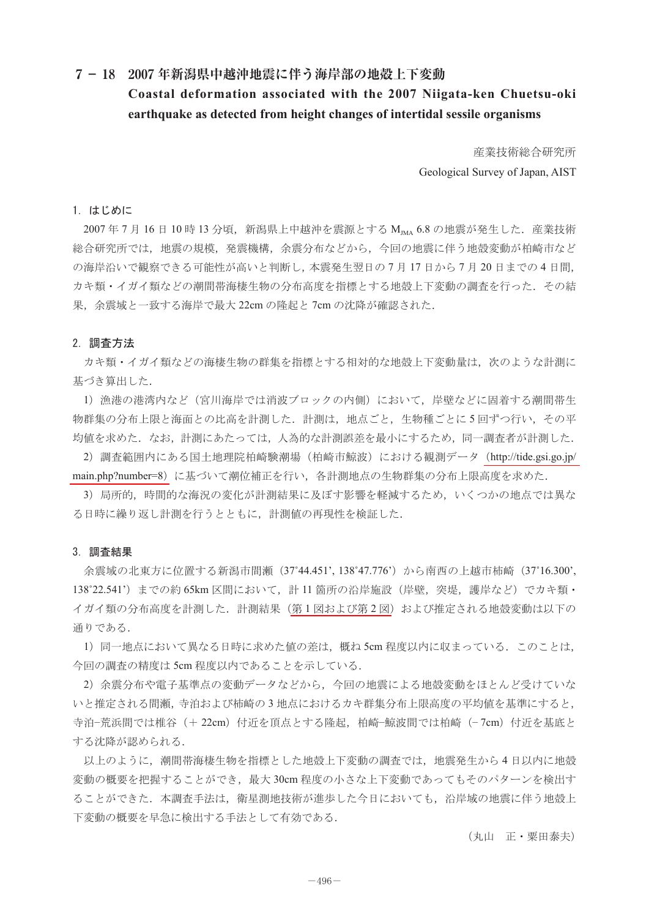# 7 − 18　2007 年新潟県中越沖地震に伴う海岸部の地殻上下変動

## Coastal deformation associated with the 2007 Niigata-ken Chuetsu-oki earthquake as detected from height changes of intertidal sessile organisms

産業技術総合研究所

Geological Survey of Japan, AIST

### 1. はじめに

2007 年 7 月 16 日 10 時 13 分頃，新潟県上中越沖を震源とする $M_{JMA}$ 6.8 の地震が発生した．産業技術総合研究所では，地震の規模，発震機構，余震分布などから，今回の地震に伴う地殻変動が柏崎市などの海岸沿いで観察できる可能性が高いと判断し，本震発生翌日の 7 月 17 日から 7 月 20 日までの 4 日間，カキ類・イガイ類などの潮間帯海棲生物の分布高度を指標とする地殻上下変動の調査を行った．その結果，余震域と一致する海岸で最大 22cm の隆起と 7cm の沈降が確認された．

### 2. 調査方法

カキ類・イガイ類などの海棲生物の群集を指標とする相対的な地殻上下変動量は，次のような計測に基づき算出した．

1）漁港の港湾内など（宮川海岸では消波ブロックの内側）において，岸壁などに固着する潮間帯生物群集の分布上限と海面との比高を計測した．計測は，地点ごと，生物種ごとに 5 回ずつ行い，その平均値を求めた．なお，計測にあたっては，人為的な計測誤差を最小にするため，同一調査者が計測した．

2）調査範囲内にある国土地理院柏崎験潮場（柏崎市鯨波）における観測データ（http://tide.gsi.go.jp/main.php?number=8）に基づいて潮位補正を行い，各計測地点の生物群集の分布上限高度を求めた．

3）局所的，時間的な海況の変化が計測結果に及ぼす影響を軽減するため，いくつかの地点では異なる日時に繰り返し計測を行うとともに，計測値の再現性を検証した．

### 3. 調査結果

余震域の北東方に位置する新潟市間瀬（37˚44.451', 138˚47.776'）から南西の上越市柿崎（37˚16.300', 138˚22.541'）までの約 65km 区間において，計 11 箇所の沿岸施設（岸壁，突堤，護岸など）でカキ類・イガイ類の分布高度を計測した．計測結果（第 1 図および第 2 図）および推定される地殻変動は以下の通りである．

1）同一地点において異なる日時に求めた値の差は，概ね 5cm 程度以内に収まっている．このことは，今回の調査の精度は 5cm 程度以内であることを示している．

2）余震分布や電子基準点の変動データなどから，今回の地震による地殻変動をほとんど受けていないと推定される間瀬，寺泊および柿崎の 3 地点におけるカキ群集分布上限高度の平均値を基準にすると，寺泊−荒浜間では椎谷（＋ 22cm）付近を頂点とする隆起，柏崎−鯨波間では柏崎（− 7cm）付近を基底とする沈降が認められる．

以上のように，潮間帯海棲生物を指標とした地殻上下変動の調査では，地震発生から 4 日以内に地殻変動の概要を把握することができ，最大 30cm 程度の小さな上下変動であってもそのパターンを検出することができた．本調査手法は，衛星測地技術が進歩した今日においても，沿岸域の地震に伴う地殻上下変動の概要を早急に検出する手法として有効である．

（丸山　正・粟田泰夫）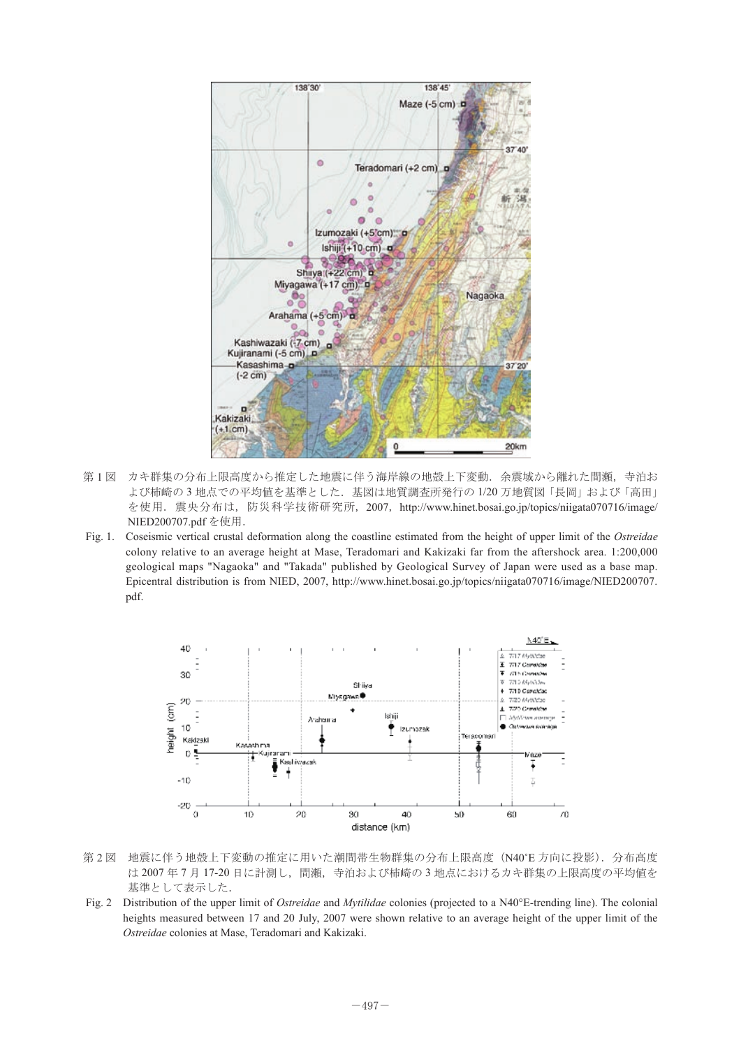138°30'

138°45'

Maze (-5 cm)

37°40'

Teradomari (+2 cm)

Izumozaki (+5 cm)

Ishiji (+10 cm)

Shiiya (+22 cm)

Miyagawa (+17 cm)

Nagaoka

Arahama (+5 cm)

Kashiwazaki (-7 cm)

Kujiranami (-5 cm)

Kasashima

(-2 cm)

37°20'

Kakizaki

(+1 cm)

0

20km

第 1 図　カキ群集の分布上限高度から推定した地震に伴う海岸線の地殻上下変動．余震域から離れた間瀬，寺泊および柿崎の 3 地点での平均値を基準とした．基図は地質調査所発行の 1/20 万地質図「長岡」および「高田」を使用．震央分布は，防災科学技術研究所，2007，http://www.hinet.bosai.go.jp/topics/niigata070716/image/NIED200707.pdf を使用．

Fig. 1.　Coseismic vertical crustal deformation along the coastline estimated from the height of upper limit of the *Ostreidae* colony relative to an average height at Mase, Teradomari and Kakizaki far from the aftershock area. 1:200,000 geological maps "Nagaoka" and "Takada" published by Geological Survey of Japan were used as a base map. Epicentral distribution is from NIED, 2007, http://www.hinet.bosai.go.jp/topics/niigata070716/image/NIED200707.pdf.

N40°E

7/17 Mytilidae

7/17 Ostreidae

7/19 Ostreidae

7/19 Mytilidae

7/19 Ostreidae

7/20 Mytilidae

7/20 Ostreidae

Mytilidae average

Ostreidae average

height (cm)

40

30

20

10

0

-10

-20

Kakizaki

Kasashima

Kujiranami

Kashiwazaki

Arahama

Miyagawa

Shiiya

Ishiji

Izumozaki

Teradomari

Maze

0

10

20

30

40

50

60

70

distance (km)

第 2 図　地震に伴う地殻上下変動の推定に用いた潮間帯生物群集の分布上限高度（N40°E 方向に投影）．分布高度は 2007 年 7 月 17-20 日に計測し，間瀬，寺泊および柿崎の 3 地点におけるカキ群集の上限高度の平均値を基準として表示した．

Fig. 2　Distribution of the upper limit of *Ostreidae* and *Mytilidae* colonies (projected to a N40°E-trending line). The colonial heights measured between 17 and 20 July, 2007 were shown relative to an average height of the upper limit of the *Ostreidae* colonies at Mase, Teradomari and Kakizaki.